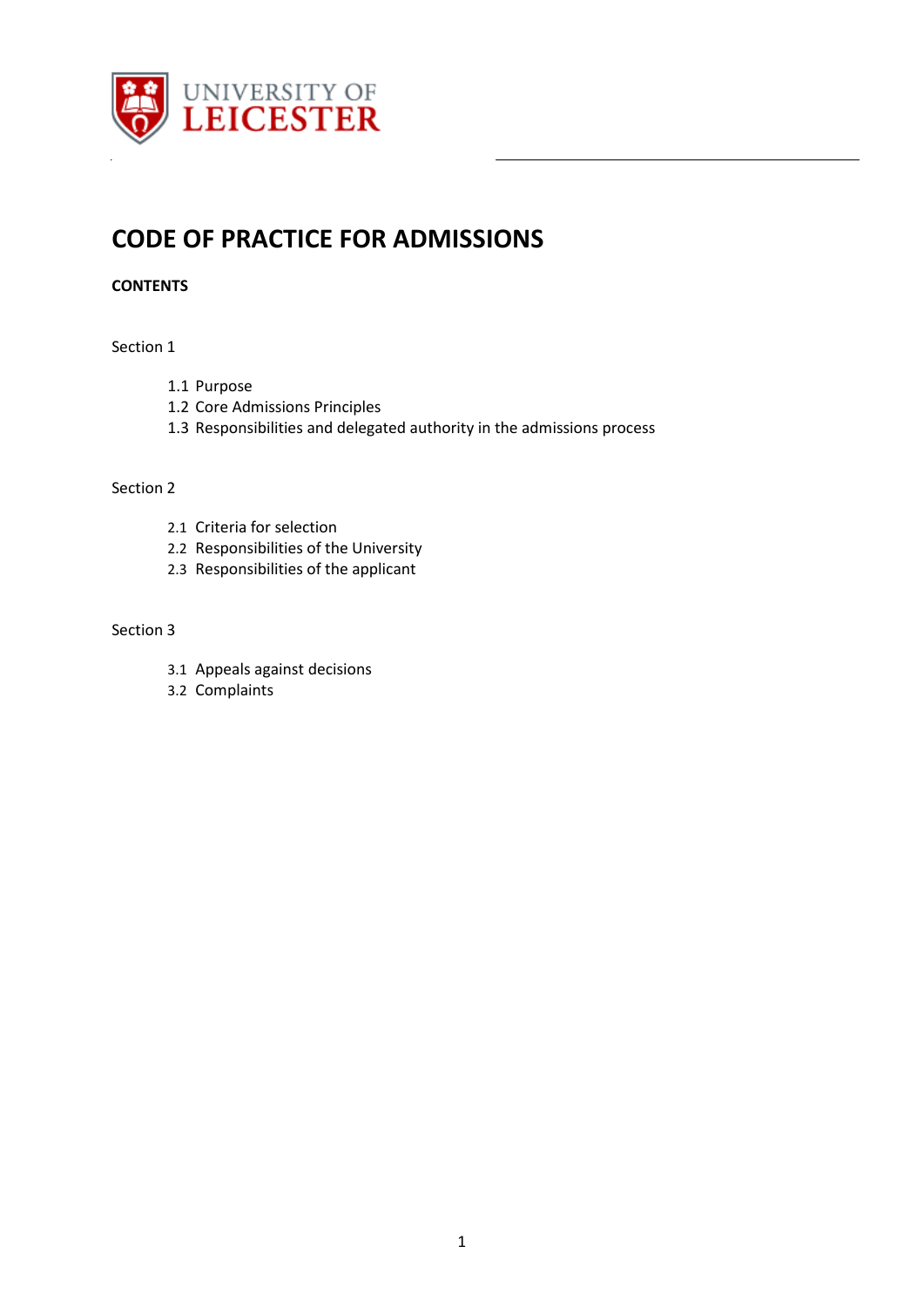# CODE OF PRACTICE FOR ADMISSIONS

**CONTENTS**

Section 1

- 1.1 Purpose
- 1.2 Core Admissions Principles
- 1.3 Responsibilities and delegated authority in the admissions process

Section 2

- 2.1 Criteria for selection
- 2.2 Responsibilities of the University
- 2.3 Responsibilities of the applicant

Section 3

- 3.1 Appeals against decisions
- 3.2 Complaints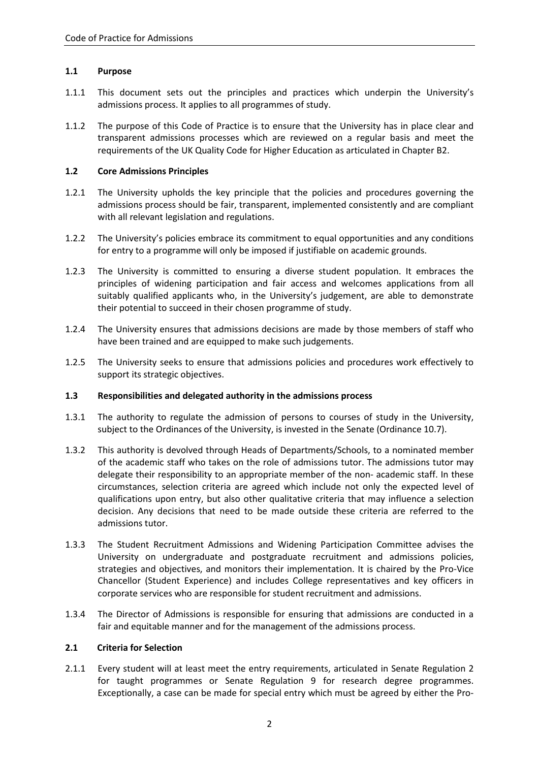## 1.1 Purpose

1.1.1 This document sets out the principles and practices which underpin the University's admissions process. It applies to all programmes of study.

1.1.2 The purpose of this Code of Practice is to ensure that the University has in place clear and transparent admissions processes which are reviewed on a regular basis and meet the requirements of the UK Quality Code for Higher Education as articulated in Chapter B2.

## 1.2 Core Admissions Principles

1.2.1 The University upholds the key principle that the policies and procedures governing the admissions process should be fair, transparent, implemented consistently and are compliant with all relevant legislation and regulations.

1.2.2 The University's policies embrace its commitment to equal opportunities and any conditions for entry to a programme will only be imposed if justifiable on academic grounds.

1.2.3 The University is committed to ensuring a diverse student population. It embraces the principles of widening participation and fair access and welcomes applications from all suitably qualified applicants who, in the University's judgement, are able to demonstrate their potential to succeed in their chosen programme of study.

1.2.4 The University ensures that admissions decisions are made by those members of staff who have been trained and are equipped to make such judgements.

1.2.5 The University seeks to ensure that admissions policies and procedures work effectively to support its strategic objectives.

## 1.3 Responsibilities and delegated authority in the admissions process

1.3.1 The authority to regulate the admission of persons to courses of study in the University, subject to the Ordinances of the University, is invested in the Senate (Ordinance 10.7).

1.3.2 This authority is devolved through Heads of Departments/Schools, to a nominated member of the academic staff who takes on the role of admissions tutor. The admissions tutor may delegate their responsibility to an appropriate member of the non- academic staff. In these circumstances, selection criteria are agreed which include not only the expected level of qualifications upon entry, but also other qualitative criteria that may influence a selection decision. Any decisions that need to be made outside these criteria are referred to the admissions tutor.

1.3.3 The Student Recruitment Admissions and Widening Participation Committee advises the University on undergraduate and postgraduate recruitment and admissions policies, strategies and objectives, and monitors their implementation. It is chaired by the Pro-Vice Chancellor (Student Experience) and includes College representatives and key officers in corporate services who are responsible for student recruitment and admissions.

1.3.4 The Director of Admissions is responsible for ensuring that admissions are conducted in a fair and equitable manner and for the management of the admissions process.

## 2.1 Criteria for Selection

2.1.1 Every student will at least meet the entry requirements, articulated in Senate Regulation 2 for taught programmes or Senate Regulation 9 for research degree programmes. Exceptionally, a case can be made for special entry which must be agreed by either the Pro-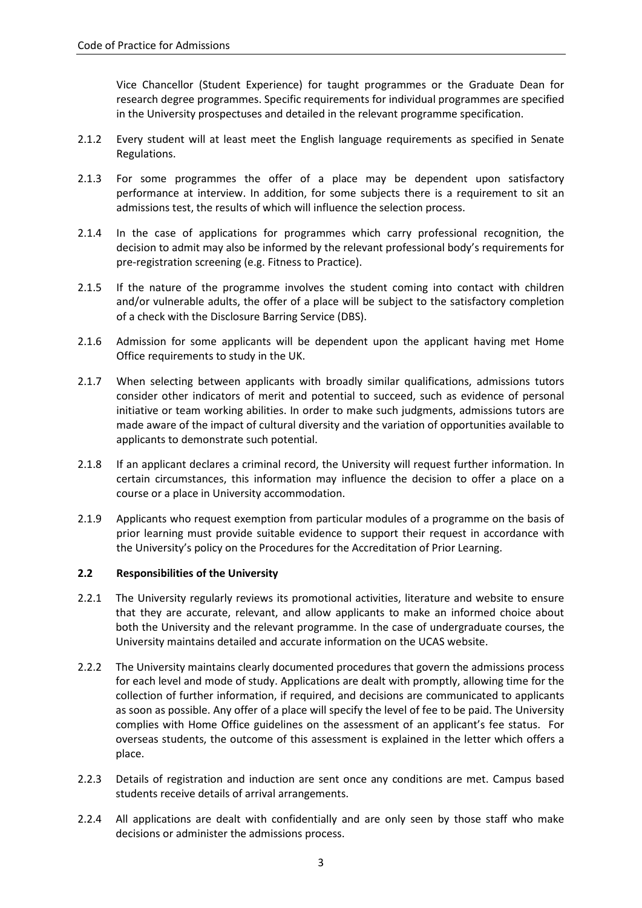Vice Chancellor (Student Experience) for taught programmes or the Graduate Dean for research degree programmes. Specific requirements for individual programmes are specified in the University prospectuses and detailed in the relevant programme specification.

2.1.2 Every student will at least meet the English language requirements as specified in Senate Regulations.

2.1.3 For some programmes the offer of a place may be dependent upon satisfactory performance at interview. In addition, for some subjects there is a requirement to sit an admissions test, the results of which will influence the selection process.

2.1.4 In the case of applications for programmes which carry professional recognition, the decision to admit may also be informed by the relevant professional body's requirements for pre-registration screening (e.g. Fitness to Practice).

2.1.5 If the nature of the programme involves the student coming into contact with children and/or vulnerable adults, the offer of a place will be subject to the satisfactory completion of a check with the Disclosure Barring Service (DBS).

2.1.6 Admission for some applicants will be dependent upon the applicant having met Home Office requirements to study in the UK.

2.1.7 When selecting between applicants with broadly similar qualifications, admissions tutors consider other indicators of merit and potential to succeed, such as evidence of personal initiative or team working abilities. In order to make such judgments, admissions tutors are made aware of the impact of cultural diversity and the variation of opportunities available to applicants to demonstrate such potential.

2.1.8 If an applicant declares a criminal record, the University will request further information. In certain circumstances, this information may influence the decision to offer a place on a course or a place in University accommodation.

2.1.9 Applicants who request exemption from particular modules of a programme on the basis of prior learning must provide suitable evidence to support their request in accordance with the University's policy on the Procedures for the Accreditation of Prior Learning.

### 2.2 Responsibilities of the University

2.2.1 The University regularly reviews its promotional activities, literature and website to ensure that they are accurate, relevant, and allow applicants to make an informed choice about both the University and the relevant programme. In the case of undergraduate courses, the University maintains detailed and accurate information on the UCAS website.

2.2.2 The University maintains clearly documented procedures that govern the admissions process for each level and mode of study. Applications are dealt with promptly, allowing time for the collection of further information, if required, and decisions are communicated to applicants as soon as possible. Any offer of a place will specify the level of fee to be paid. The University complies with Home Office guidelines on the assessment of an applicant's fee status. For overseas students, the outcome of this assessment is explained in the letter which offers a place.

2.2.3 Details of registration and induction are sent once any conditions are met. Campus based students receive details of arrival arrangements.

2.2.4 All applications are dealt with confidentially and are only seen by those staff who make decisions or administer the admissions process.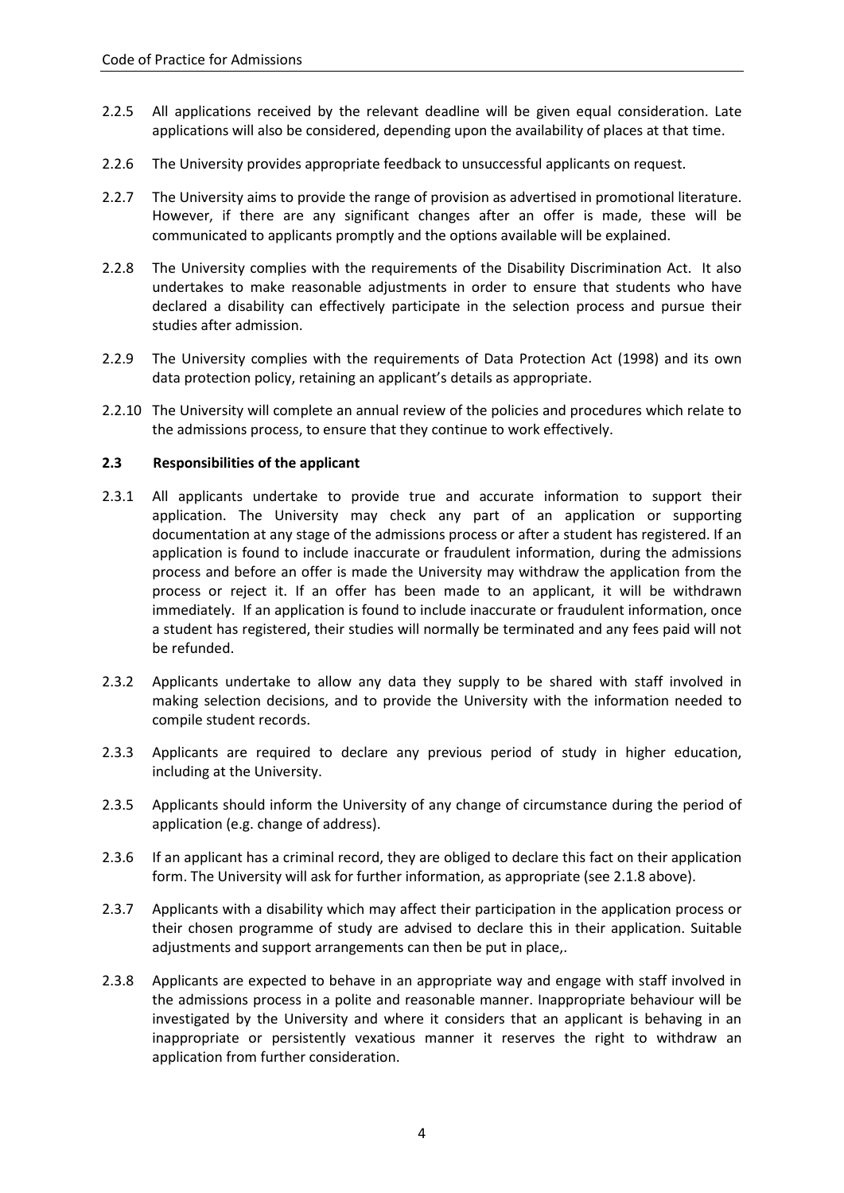2.2.5 All applications received by the relevant deadline will be given equal consideration. Late applications will also be considered, depending upon the availability of places at that time.

2.2.6 The University provides appropriate feedback to unsuccessful applicants on request.

2.2.7 The University aims to provide the range of provision as advertised in promotional literature. However, if there are any significant changes after an offer is made, these will be communicated to applicants promptly and the options available will be explained.

2.2.8 The University complies with the requirements of the Disability Discrimination Act. It also undertakes to make reasonable adjustments in order to ensure that students who have declared a disability can effectively participate in the selection process and pursue their studies after admission.

2.2.9 The University complies with the requirements of Data Protection Act (1998) and its own data protection policy, retaining an applicant's details as appropriate.

2.2.10 The University will complete an annual review of the policies and procedures which relate to the admissions process, to ensure that they continue to work effectively.

### 2.3 Responsibilities of the applicant

2.3.1 All applicants undertake to provide true and accurate information to support their application. The University may check any part of an application or supporting documentation at any stage of the admissions process or after a student has registered. If an application is found to include inaccurate or fraudulent information, during the admissions process and before an offer is made the University may withdraw the application from the process or reject it. If an offer has been made to an applicant, it will be withdrawn immediately. If an application is found to include inaccurate or fraudulent information, once a student has registered, their studies will normally be terminated and any fees paid will not be refunded.

2.3.2 Applicants undertake to allow any data they supply to be shared with staff involved in making selection decisions, and to provide the University with the information needed to compile student records.

2.3.3 Applicants are required to declare any previous period of study in higher education, including at the University.

2.3.5 Applicants should inform the University of any change of circumstance during the period of application (e.g. change of address).

2.3.6 If an applicant has a criminal record, they are obliged to declare this fact on their application form. The University will ask for further information, as appropriate (see 2.1.8 above).

2.3.7 Applicants with a disability which may affect their participation in the application process or their chosen programme of study are advised to declare this in their application. Suitable adjustments and support arrangements can then be put in place,.

2.3.8 Applicants are expected to behave in an appropriate way and engage with staff involved in the admissions process in a polite and reasonable manner. Inappropriate behaviour will be investigated by the University and where it considers that an applicant is behaving in an inappropriate or persistently vexatious manner it reserves the right to withdraw an application from further consideration.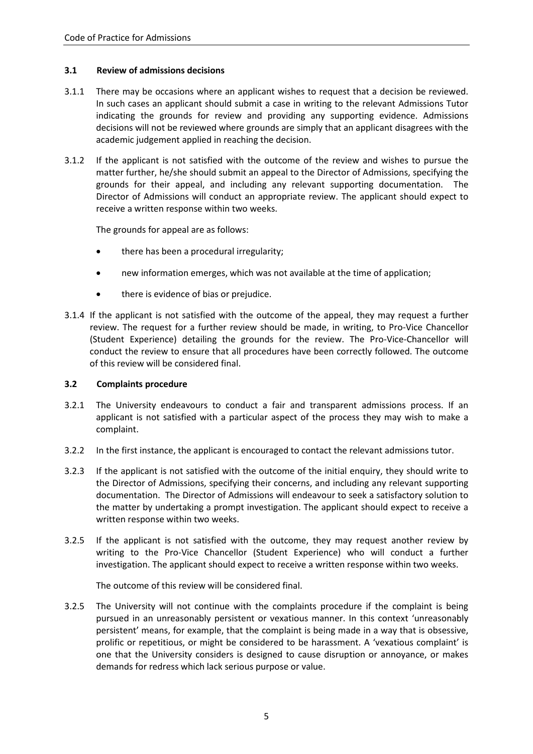### 3.1 Review of admissions decisions

3.1.1 There may be occasions where an applicant wishes to request that a decision be reviewed. In such cases an applicant should submit a case in writing to the relevant Admissions Tutor indicating the grounds for review and providing any supporting evidence. Admissions decisions will not be reviewed where grounds are simply that an applicant disagrees with the academic judgement applied in reaching the decision.

3.1.2 If the applicant is not satisfied with the outcome of the review and wishes to pursue the matter further, he/she should submit an appeal to the Director of Admissions, specifying the grounds for their appeal, and including any relevant supporting documentation. The Director of Admissions will conduct an appropriate review. The applicant should expect to receive a written response within two weeks.

The grounds for appeal are as follows:

- there has been a procedural irregularity;
- new information emerges, which was not available at the time of application;
- there is evidence of bias or prejudice.

3.1.4 If the applicant is not satisfied with the outcome of the appeal, they may request a further review. The request for a further review should be made, in writing, to Pro-Vice Chancellor (Student Experience) detailing the grounds for the review. The Pro-Vice-Chancellor will conduct the review to ensure that all procedures have been correctly followed. The outcome of this review will be considered final.

### 3.2 Complaints procedure

3.2.1 The University endeavours to conduct a fair and transparent admissions process. If an applicant is not satisfied with a particular aspect of the process they may wish to make a complaint.

3.2.2 In the first instance, the applicant is encouraged to contact the relevant admissions tutor.

3.2.3 If the applicant is not satisfied with the outcome of the initial enquiry, they should write to the Director of Admissions, specifying their concerns, and including any relevant supporting documentation. The Director of Admissions will endeavour to seek a satisfactory solution to the matter by undertaking a prompt investigation. The applicant should expect to receive a written response within two weeks.

3.2.5 If the applicant is not satisfied with the outcome, they may request another review by writing to the Pro-Vice Chancellor (Student Experience) who will conduct a further investigation. The applicant should expect to receive a written response within two weeks.

The outcome of this review will be considered final.

3.2.5 The University will not continue with the complaints procedure if the complaint is being pursued in an unreasonably persistent or vexatious manner. In this context 'unreasonably persistent' means, for example, that the complaint is being made in a way that is obsessive, prolific or repetitious, or might be considered to be harassment. A 'vexatious complaint' is one that the University considers is designed to cause disruption or annoyance, or makes demands for redress which lack serious purpose or value.